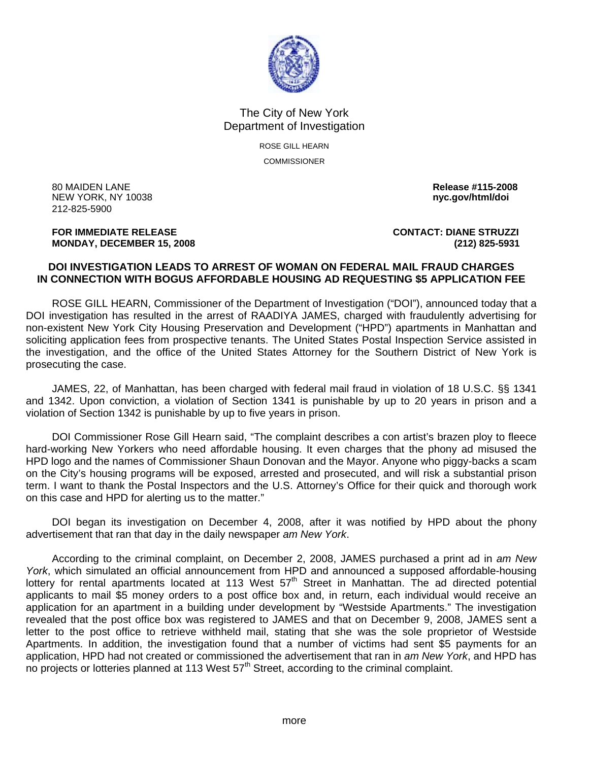The City of New York
Department of Investigation

ROSE GILL HEARN

COMMISSIONER

80 MAIDEN LANE
NEW YORK, NY 10038
212-825-5900

**Release #115-2008**
**nyc.gov/html/doi**

**FOR IMMEDIATE RELEASE**
**MONDAY, DECEMBER 15, 2008**

**CONTACT: DIANE STRUZZI**
**(212) 825-5931**

## DOI INVESTIGATION LEADS TO ARREST OF WOMAN ON FEDERAL MAIL FRAUD CHARGES IN CONNECTION WITH BOGUS AFFORDABLE HOUSING AD REQUESTING $5 APPLICATION FEE

ROSE GILL HEARN, Commissioner of the Department of Investigation ("DOI"), announced today that a DOI investigation has resulted in the arrest of RAADIYA JAMES, charged with fraudulently advertising for non-existent New York City Housing Preservation and Development ("HPD") apartments in Manhattan and soliciting application fees from prospective tenants. The United States Postal Inspection Service assisted in the investigation, and the office of the United States Attorney for the Southern District of New York is prosecuting the case.

JAMES, 22, of Manhattan, has been charged with federal mail fraud in violation of 18 U.S.C. §§ 1341 and 1342. Upon conviction, a violation of Section 1341 is punishable by up to 20 years in prison and a violation of Section 1342 is punishable by up to five years in prison.

DOI Commissioner Rose Gill Hearn said, "The complaint describes a con artist's brazen ploy to fleece hard-working New Yorkers who need affordable housing. It even charges that the phony ad misused the HPD logo and the names of Commissioner Shaun Donovan and the Mayor. Anyone who piggy-backs a scam on the City's housing programs will be exposed, arrested and prosecuted, and will risk a substantial prison term. I want to thank the Postal Inspectors and the U.S. Attorney's Office for their quick and thorough work on this case and HPD for alerting us to the matter."

DOI began its investigation on December 4, 2008, after it was notified by HPD about the phony advertisement that ran that day in the daily newspaper *am New York*.

According to the criminal complaint, on December 2, 2008, JAMES purchased a print ad in *am New York*, which simulated an official announcement from HPD and announced a supposed affordable-housing lottery for rental apartments located at 113 West 57th Street in Manhattan. The ad directed potential applicants to mail $5 money orders to a post office box and, in return, each individual would receive an application for an apartment in a building under development by "Westside Apartments." The investigation revealed that the post office box was registered to JAMES and that on December 9, 2008, JAMES sent a letter to the post office to retrieve withheld mail, stating that she was the sole proprietor of Westside Apartments. In addition, the investigation found that a number of victims had sent $5 payments for an application, HPD had not created or commissioned the advertisement that ran in *am New York*, and HPD has no projects or lotteries planned at 113 West 57th Street, according to the criminal complaint.

more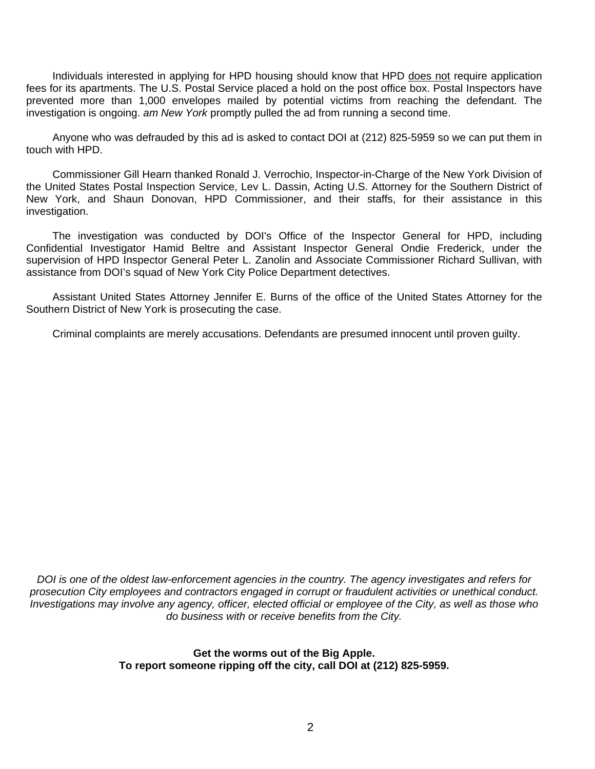Individuals interested in applying for HPD housing should know that HPD does not require application fees for its apartments. The U.S. Postal Service placed a hold on the post office box. Postal Inspectors have prevented more than 1,000 envelopes mailed by potential victims from reaching the defendant. The investigation is ongoing. *am New York* promptly pulled the ad from running a second time.

Anyone who was defrauded by this ad is asked to contact DOI at (212) 825-5959 so we can put them in touch with HPD.

Commissioner Gill Hearn thanked Ronald J. Verrochio, Inspector-in-Charge of the New York Division of the United States Postal Inspection Service, Lev L. Dassin, Acting U.S. Attorney for the Southern District of New York, and Shaun Donovan, HPD Commissioner, and their staffs, for their assistance in this investigation.

The investigation was conducted by DOI's Office of the Inspector General for HPD, including Confidential Investigator Hamid Beltre and Assistant Inspector General Ondie Frederick, under the supervision of HPD Inspector General Peter L. Zanolin and Associate Commissioner Richard Sullivan, with assistance from DOI's squad of New York City Police Department detectives.

Assistant United States Attorney Jennifer E. Burns of the office of the United States Attorney for the Southern District of New York is prosecuting the case.

Criminal complaints are merely accusations. Defendants are presumed innocent until proven guilty.

*DOI is one of the oldest law-enforcement agencies in the country. The agency investigates and refers for prosecution City employees and contractors engaged in corrupt or fraudulent activities or unethical conduct. Investigations may involve any agency, officer, elected official or employee of the City, as well as those who do business with or receive benefits from the City.*

**Get the worms out of the Big Apple.**
**To report someone ripping off the city, call DOI at (212) 825-5959.**